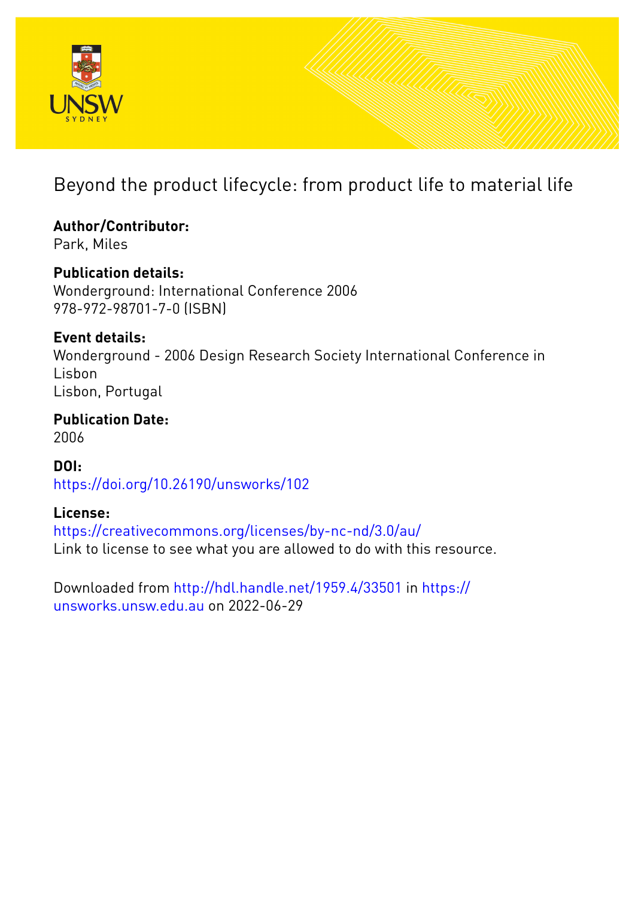# Beyond the product lifecycle: from product life to material life

**Author/Contributor:**
Park, Miles

**Publication details:**
Wonderground: International Conference 2006
978-972-98701-7-0 (ISBN)

**Event details:**
Wonderground - 2006 Design Research Society International Conference in Lisbon
Lisbon, Portugal

**Publication Date:**
2006

**DOI:**
https://doi.org/10.26190/unsworks/102

**License:**
https://creativecommons.org/licenses/by-nc-nd/3.0/au/
Link to license to see what you are allowed to do with this resource.

Downloaded from http://hdl.handle.net/1959.4/33501 in https://unsworks.unsw.edu.au on 2022-06-29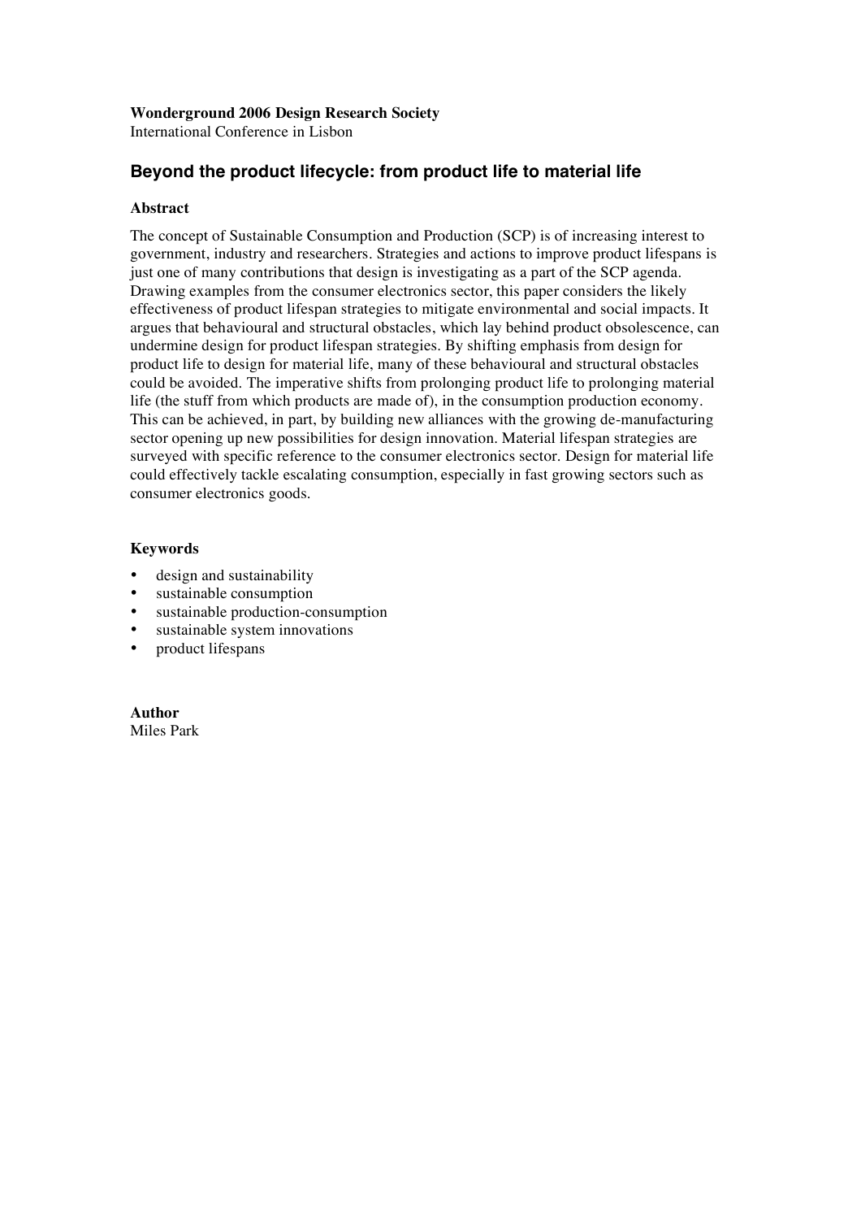**Wonderground 2006 Design Research Society**
International Conference in Lisbon

## Beyond the product lifecycle: from product life to material life

### Abstract

The concept of Sustainable Consumption and Production (SCP) is of increasing interest to government, industry and researchers. Strategies and actions to improve product lifespans is just one of many contributions that design is investigating as a part of the SCP agenda. Drawing examples from the consumer electronics sector, this paper considers the likely effectiveness of product lifespan strategies to mitigate environmental and social impacts. It argues that behavioural and structural obstacles, which lay behind product obsolescence, can undermine design for product lifespan strategies. By shifting emphasis from design for product life to design for material life, many of these behavioural and structural obstacles could be avoided. The imperative shifts from prolonging product life to prolonging material life (the stuff from which products are made of), in the consumption production economy. This can be achieved, in part, by building new alliances with the growing de-manufacturing sector opening up new possibilities for design innovation. Material lifespan strategies are surveyed with specific reference to the consumer electronics sector. Design for material life could effectively tackle escalating consumption, especially in fast growing sectors such as consumer electronics goods.

### Keywords

- design and sustainability
- sustainable consumption
- sustainable production-consumption
- sustainable system innovations
- product lifespans

### Author

Miles Park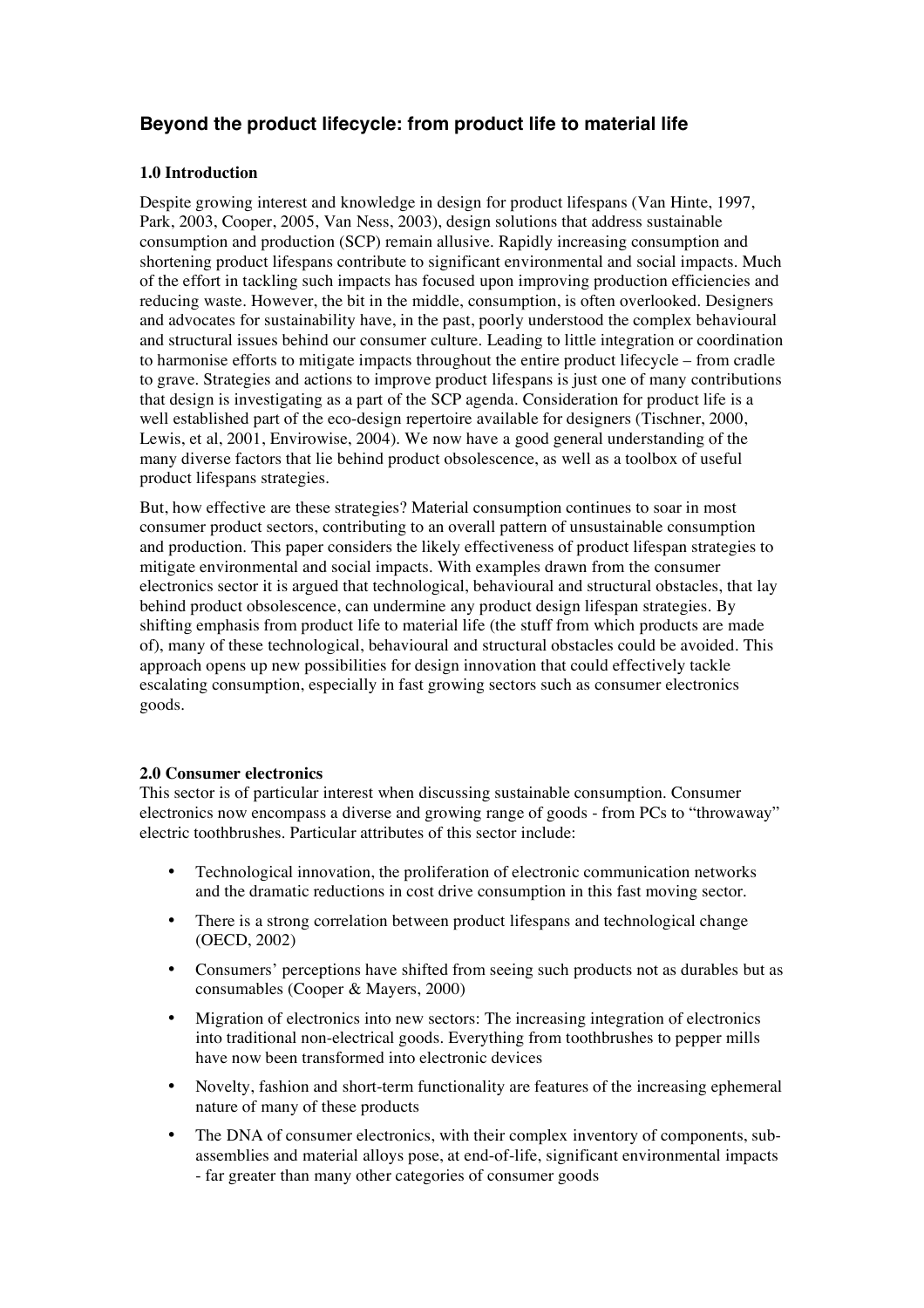## Beyond the product lifecycle: from product life to material life

### 1.0 Introduction

Despite growing interest and knowledge in design for product lifespans (Van Hinte, 1997, Park, 2003, Cooper, 2005, Van Ness, 2003), design solutions that address sustainable consumption and production (SCP) remain allusive. Rapidly increasing consumption and shortening product lifespans contribute to significant environmental and social impacts. Much of the effort in tackling such impacts has focused upon improving production efficiencies and reducing waste. However, the bit in the middle, consumption, is often overlooked. Designers and advocates for sustainability have, in the past, poorly understood the complex behavioural and structural issues behind our consumer culture. Leading to little integration or coordination to harmonise efforts to mitigate impacts throughout the entire product lifecycle – from cradle to grave. Strategies and actions to improve product lifespans is just one of many contributions that design is investigating as a part of the SCP agenda. Consideration for product life is a well established part of the eco-design repertoire available for designers (Tischner, 2000, Lewis, et al, 2001, Envirowise, 2004). We now have a good general understanding of the many diverse factors that lie behind product obsolescence, as well as a toolbox of useful product lifespans strategies.

But, how effective are these strategies? Material consumption continues to soar in most consumer product sectors, contributing to an overall pattern of unsustainable consumption and production. This paper considers the likely effectiveness of product lifespan strategies to mitigate environmental and social impacts. With examples drawn from the consumer electronics sector it is argued that technological, behavioural and structural obstacles, that lay behind product obsolescence, can undermine any product design lifespan strategies. By shifting emphasis from product life to material life (the stuff from which products are made of), many of these technological, behavioural and structural obstacles could be avoided. This approach opens up new possibilities for design innovation that could effectively tackle escalating consumption, especially in fast growing sectors such as consumer electronics goods.

### 2.0 Consumer electronics

This sector is of particular interest when discussing sustainable consumption. Consumer electronics now encompass a diverse and growing range of goods - from PCs to "throwaway" electric toothbrushes. Particular attributes of this sector include:

- Technological innovation, the proliferation of electronic communication networks and the dramatic reductions in cost drive consumption in this fast moving sector.
- There is a strong correlation between product lifespans and technological change (OECD, 2002)
- Consumers' perceptions have shifted from seeing such products not as durables but as consumables (Cooper & Mayers, 2000)
- Migration of electronics into new sectors: The increasing integration of electronics into traditional non-electrical goods. Everything from toothbrushes to pepper mills have now been transformed into electronic devices
- Novelty, fashion and short-term functionality are features of the increasing ephemeral nature of many of these products
- The DNA of consumer electronics, with their complex inventory of components, sub-assemblies and material alloys pose, at end-of-life, significant environmental impacts - far greater than many other categories of consumer goods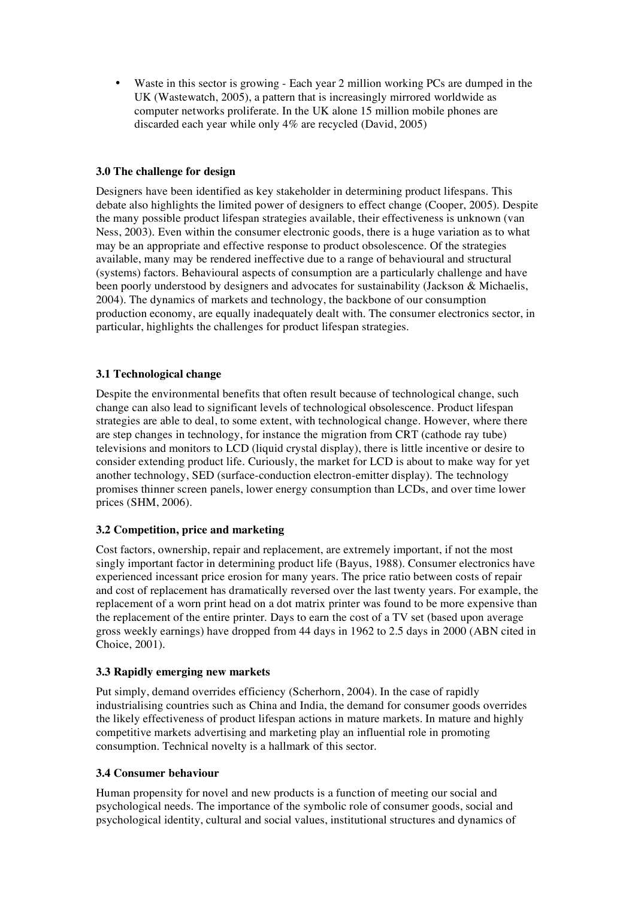- Waste in this sector is growing - Each year 2 million working PCs are dumped in the UK (Wastewatch, 2005), a pattern that is increasingly mirrored worldwide as computer networks proliferate. In the UK alone 15 million mobile phones are discarded each year while only 4% are recycled (David, 2005)

### 3.0 The challenge for design

Designers have been identified as key stakeholder in determining product lifespans. This debate also highlights the limited power of designers to effect change (Cooper, 2005). Despite the many possible product lifespan strategies available, their effectiveness is unknown (van Ness, 2003). Even within the consumer electronic goods, there is a huge variation as to what may be an appropriate and effective response to product obsolescence. Of the strategies available, many may be rendered ineffective due to a range of behavioural and structural (systems) factors. Behavioural aspects of consumption are a particularly challenge and have been poorly understood by designers and advocates for sustainability (Jackson & Michaelis, 2004). The dynamics of markets and technology, the backbone of our consumption production economy, are equally inadequately dealt with. The consumer electronics sector, in particular, highlights the challenges for product lifespan strategies.

### 3.1 Technological change

Despite the environmental benefits that often result because of technological change, such change can also lead to significant levels of technological obsolescence. Product lifespan strategies are able to deal, to some extent, with technological change. However, where there are step changes in technology, for instance the migration from CRT (cathode ray tube) televisions and monitors to LCD (liquid crystal display), there is little incentive or desire to consider extending product life. Curiously, the market for LCD is about to make way for yet another technology, SED (surface-conduction electron-emitter display). The technology promises thinner screen panels, lower energy consumption than LCDs, and over time lower prices (SHM, 2006).

### 3.2 Competition, price and marketing

Cost factors, ownership, repair and replacement, are extremely important, if not the most singly important factor in determining product life (Bayus, 1988). Consumer electronics have experienced incessant price erosion for many years. The price ratio between costs of repair and cost of replacement has dramatically reversed over the last twenty years. For example, the replacement of a worn print head on a dot matrix printer was found to be more expensive than the replacement of the entire printer. Days to earn the cost of a TV set (based upon average gross weekly earnings) have dropped from 44 days in 1962 to 2.5 days in 2000 (ABN cited in Choice, 2001).

### 3.3 Rapidly emerging new markets

Put simply, demand overrides efficiency (Scherhorn, 2004). In the case of rapidly industrialising countries such as China and India, the demand for consumer goods overrides the likely effectiveness of product lifespan actions in mature markets. In mature and highly competitive markets advertising and marketing play an influential role in promoting consumption. Technical novelty is a hallmark of this sector.

### 3.4 Consumer behaviour

Human propensity for novel and new products is a function of meeting our social and psychological needs. The importance of the symbolic role of consumer goods, social and psychological identity, cultural and social values, institutional structures and dynamics of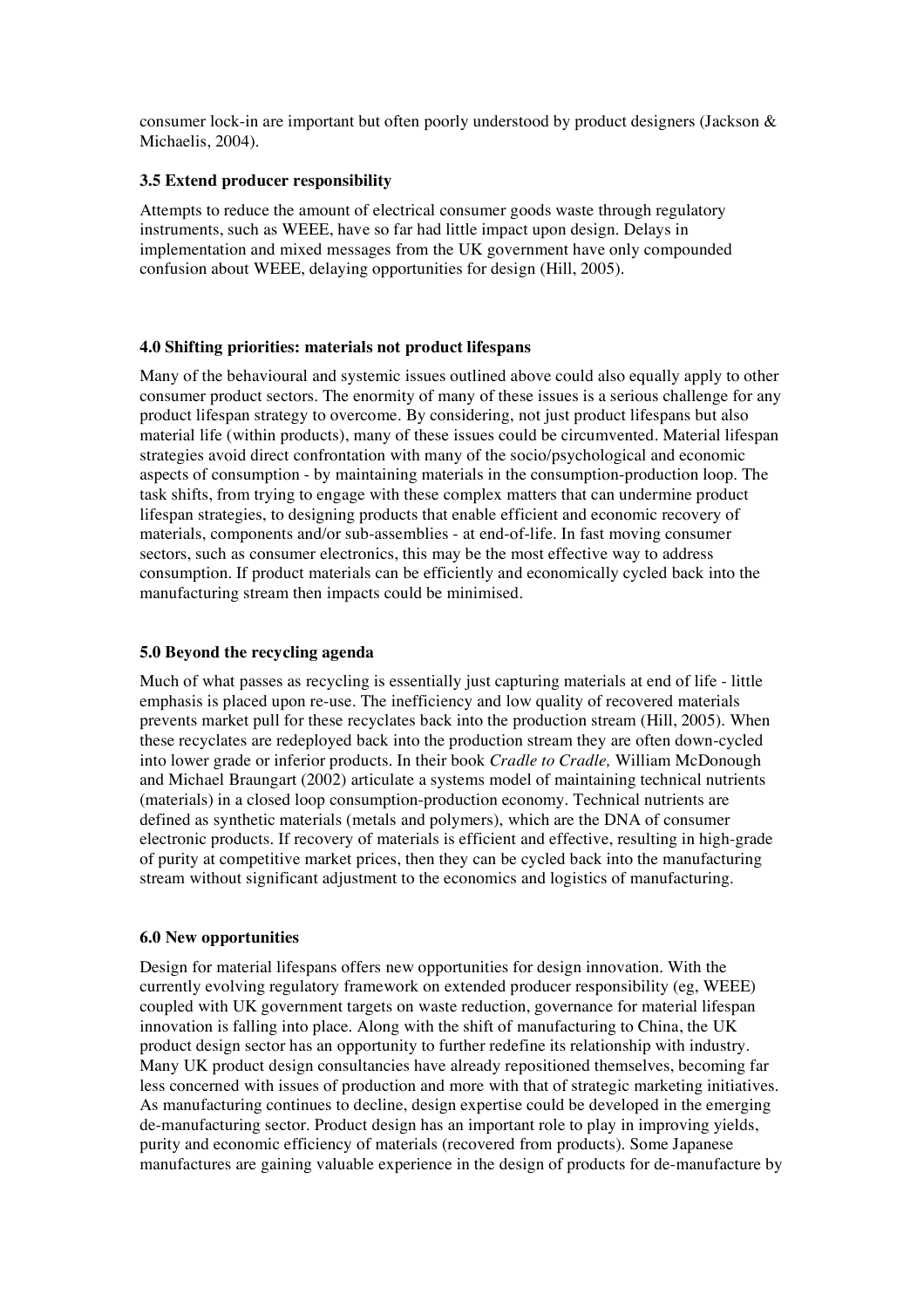consumer lock-in are important but often poorly understood by product designers (Jackson & Michaelis, 2004).

### 3.5 Extend producer responsibility

Attempts to reduce the amount of electrical consumer goods waste through regulatory instruments, such as WEEE, have so far had little impact upon design. Delays in implementation and mixed messages from the UK government have only compounded confusion about WEEE, delaying opportunities for design (Hill, 2005).

## 4.0 Shifting priorities: materials not product lifespans

Many of the behavioural and systemic issues outlined above could also equally apply to other consumer product sectors. The enormity of many of these issues is a serious challenge for any product lifespan strategy to overcome. By considering, not just product lifespans but also material life (within products), many of these issues could be circumvented. Material lifespan strategies avoid direct confrontation with many of the socio/psychological and economic aspects of consumption - by maintaining materials in the consumption-production loop. The task shifts, from trying to engage with these complex matters that can undermine product lifespan strategies, to designing products that enable efficient and economic recovery of materials, components and/or sub-assemblies - at end-of-life. In fast moving consumer sectors, such as consumer electronics, this may be the most effective way to address consumption. If product materials can be efficiently and economically cycled back into the manufacturing stream then impacts could be minimised.

## 5.0 Beyond the recycling agenda

Much of what passes as recycling is essentially just capturing materials at end of life - little emphasis is placed upon re-use. The inefficiency and low quality of recovered materials prevents market pull for these recyclates back into the production stream (Hill, 2005). When these recyclates are redeployed back into the production stream they are often down-cycled into lower grade or inferior products. In their book *Cradle to Cradle,* William McDonough and Michael Braungart (2002) articulate a systems model of maintaining technical nutrients (materials) in a closed loop consumption-production economy. Technical nutrients are defined as synthetic materials (metals and polymers), which are the DNA of consumer electronic products. If recovery of materials is efficient and effective, resulting in high-grade of purity at competitive market prices, then they can be cycled back into the manufacturing stream without significant adjustment to the economics and logistics of manufacturing.

## 6.0 New opportunities

Design for material lifespans offers new opportunities for design innovation. With the currently evolving regulatory framework on extended producer responsibility (eg, WEEE) coupled with UK government targets on waste reduction, governance for material lifespan innovation is falling into place. Along with the shift of manufacturing to China, the UK product design sector has an opportunity to further redefine its relationship with industry. Many UK product design consultancies have already repositioned themselves, becoming far less concerned with issues of production and more with that of strategic marketing initiatives. As manufacturing continues to decline, design expertise could be developed in the emerging de-manufacturing sector. Product design has an important role to play in improving yields, purity and economic efficiency of materials (recovered from products). Some Japanese manufactures are gaining valuable experience in the design of products for de-manufacture by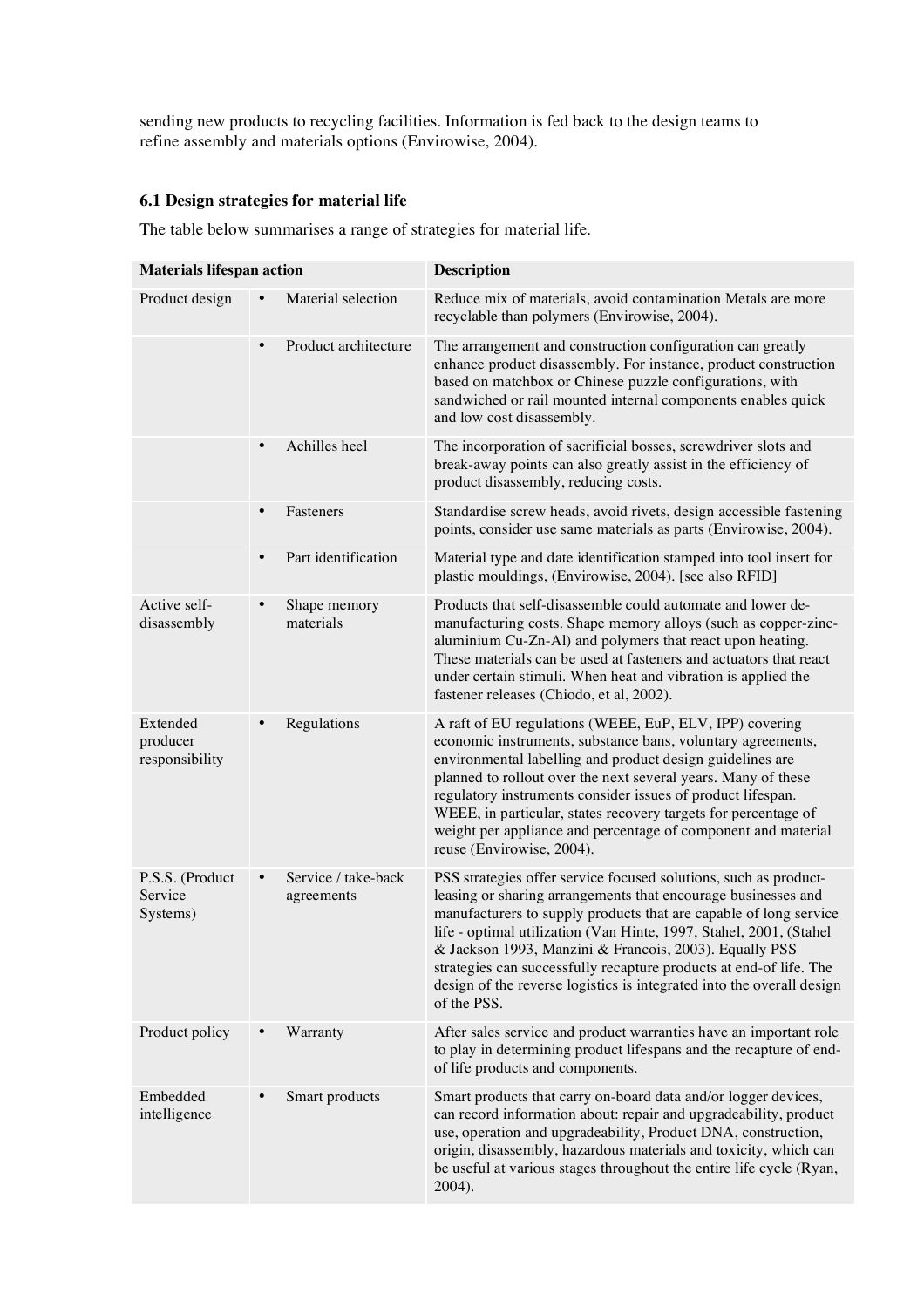sending new products to recycling facilities. Information is fed back to the design teams to refine assembly and materials options (Envirowise, 2004).

### 6.1 Design strategies for material life

The table below summarises a range of strategies for material life.

| Materials lifespan action | | Description |
|---|---|---|
| Product design | • Material selection | Reduce mix of materials, avoid contamination Metals are more recyclable than polymers (Envirowise, 2004). |
| | • Product architecture | The arrangement and construction configuration can greatly enhance product disassembly. For instance, product construction based on matchbox or Chinese puzzle configurations, with sandwiched or rail mounted internal components enables quick and low cost disassembly. |
| | • Achilles heel | The incorporation of sacrificial bosses, screwdriver slots and break-away points can also greatly assist in the efficiency of product disassembly, reducing costs. |
| | • Fasteners | Standardise screw heads, avoid rivets, design accessible fastening points, consider use same materials as parts (Envirowise, 2004). |
| | • Part identification | Material type and date identification stamped into tool insert for plastic mouldings, (Envirowise, 2004). [see also RFID] |
| Active self-disassembly | • Shape memory materials | Products that self-disassemble could automate and lower de-manufacturing costs. Shape memory alloys (such as copper-zinc-aluminium Cu-Zn-Al) and polymers that react upon heating. These materials can be used at fasteners and actuators that react under certain stimuli. When heat and vibration is applied the fastener releases (Chiodo, et al, 2002). |
| Extended producer responsibility | • Regulations | A raft of EU regulations (WEEE, EuP, ELV, IPP) covering economic instruments, substance bans, voluntary agreements, environmental labelling and product design guidelines are planned to rollout over the next several years. Many of these regulatory instruments consider issues of product lifespan. WEEE, in particular, states recovery targets for percentage of weight per appliance and percentage of component and material reuse (Envirowise, 2004). |
| P.S.S. (Product Service Systems) | • Service / take-back agreements | PSS strategies offer service focused solutions, such as product-leasing or sharing arrangements that encourage businesses and manufacturers to supply products that are capable of long service life - optimal utilization (Van Hinte, 1997, Stahel, 2001, (Stahel & Jackson 1993, Manzini & Francois, 2003). Equally PSS strategies can successfully recapture products at end-of life. The design of the reverse logistics is integrated into the overall design of the PSS. |
| Product policy | • Warranty | After sales service and product warranties have an important role to play in determining product lifespans and the recapture of end-of life products and components. |
| Embedded intelligence | • Smart products | Smart products that carry on-board data and/or logger devices, can record information about: repair and upgradeability, product use, operation and upgradeability, Product DNA, construction, origin, disassembly, hazardous materials and toxicity, which can be useful at various stages throughout the entire life cycle (Ryan, 2004). |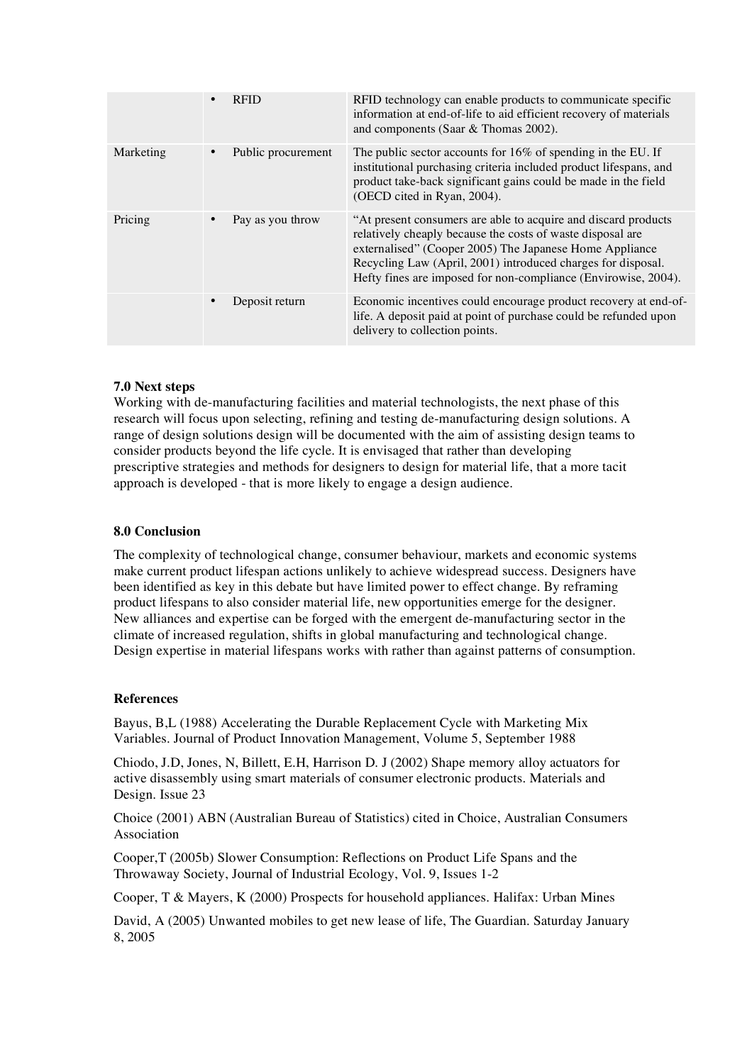| | | |
|---|---|---|
| | • RFID | RFID technology can enable products to communicate specific information at end-of-life to aid efficient recovery of materials and components (Saar & Thomas 2002). |
| Marketing | • Public procurement | The public sector accounts for 16% of spending in the EU. If institutional purchasing criteria included product lifespans, and product take-back significant gains could be made in the field (OECD cited in Ryan, 2004). |
| Pricing | • Pay as you throw | "At present consumers are able to acquire and discard products relatively cheaply because the costs of waste disposal are externalised" (Cooper 2005) The Japanese Home Appliance Recycling Law (April, 2001) introduced charges for disposal. Hefty fines are imposed for non-compliance (Envirowise, 2004). |
| | • Deposit return | Economic incentives could encourage product recovery at end-of-life. A deposit paid at point of purchase could be refunded upon delivery to collection points. |

**7.0 Next steps**

Working with de-manufacturing facilities and material technologists, the next phase of this research will focus upon selecting, refining and testing de-manufacturing design solutions. A range of design solutions design will be documented with the aim of assisting design teams to consider products beyond the life cycle. It is envisaged that rather than developing prescriptive strategies and methods for designers to design for material life, that a more tacit approach is developed - that is more likely to engage a design audience.

**8.0 Conclusion**

The complexity of technological change, consumer behaviour, markets and economic systems make current product lifespan actions unlikely to achieve widespread success. Designers have been identified as key in this debate but have limited power to effect change. By reframing product lifespans to also consider material life, new opportunities emerge for the designer. New alliances and expertise can be forged with the emergent de-manufacturing sector in the climate of increased regulation, shifts in global manufacturing and technological change. Design expertise in material lifespans works with rather than against patterns of consumption.

**References**

Bayus, B,L (1988) Accelerating the Durable Replacement Cycle with Marketing Mix Variables. Journal of Product Innovation Management, Volume 5, September 1988

Chiodo, J.D, Jones, N, Billett, E.H, Harrison D. J (2002) Shape memory alloy actuators for active disassembly using smart materials of consumer electronic products. Materials and Design. Issue 23

Choice (2001) ABN (Australian Bureau of Statistics) cited in Choice, Australian Consumers Association

Cooper,T (2005b) Slower Consumption: Reflections on Product Life Spans and the Throwaway Society, Journal of Industrial Ecology, Vol. 9, Issues 1-2

Cooper, T & Mayers, K (2000) Prospects for household appliances. Halifax: Urban Mines

David, A (2005) Unwanted mobiles to get new lease of life, The Guardian. Saturday January 8, 2005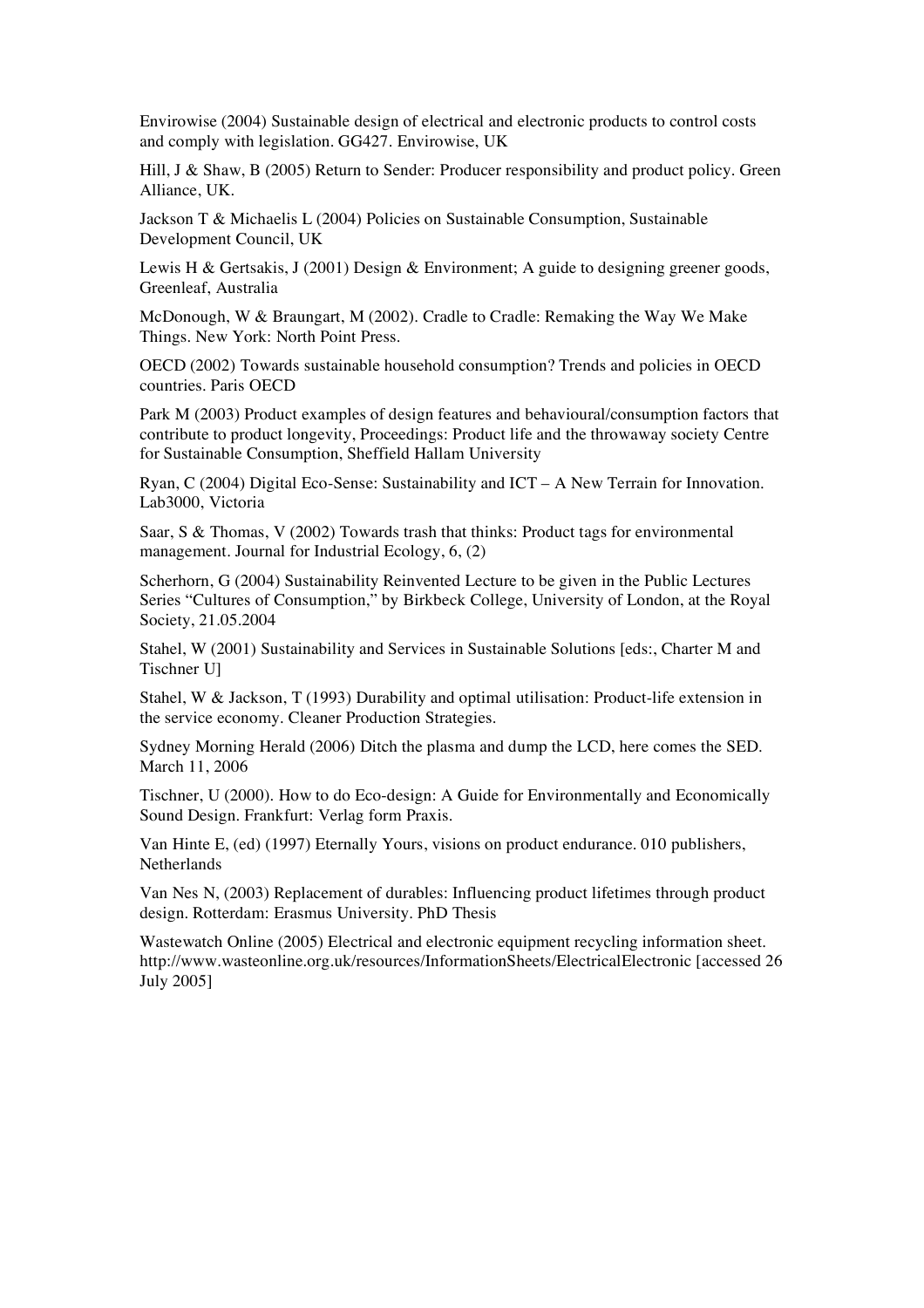Envirowise (2004) Sustainable design of electrical and electronic products to control costs and comply with legislation. GG427. Envirowise, UK

Hill, J & Shaw, B (2005) Return to Sender: Producer responsibility and product policy. Green Alliance, UK.

Jackson T & Michaelis L (2004) Policies on Sustainable Consumption, Sustainable Development Council, UK

Lewis H & Gertsakis, J (2001) Design & Environment; A guide to designing greener goods, Greenleaf, Australia

McDonough, W & Braungart, M (2002). Cradle to Cradle: Remaking the Way We Make Things. New York: North Point Press.

OECD (2002) Towards sustainable household consumption? Trends and policies in OECD countries. Paris OECD

Park M (2003) Product examples of design features and behavioural/consumption factors that contribute to product longevity, Proceedings: Product life and the throwaway society Centre for Sustainable Consumption, Sheffield Hallam University

Ryan, C (2004) Digital Eco-Sense: Sustainability and ICT – A New Terrain for Innovation. Lab3000, Victoria

Saar, S & Thomas, V (2002) Towards trash that thinks: Product tags for environmental management. Journal for Industrial Ecology, 6, (2)

Scherhorn, G (2004) Sustainability Reinvented Lecture to be given in the Public Lectures Series "Cultures of Consumption," by Birkbeck College, University of London, at the Royal Society, 21.05.2004

Stahel, W (2001) Sustainability and Services in Sustainable Solutions [eds:, Charter M and Tischner U]

Stahel, W & Jackson, T (1993) Durability and optimal utilisation: Product-life extension in the service economy. Cleaner Production Strategies.

Sydney Morning Herald (2006) Ditch the plasma and dump the LCD, here comes the SED. March 11, 2006

Tischner, U (2000). How to do Eco-design: A Guide for Environmentally and Economically Sound Design. Frankfurt: Verlag form Praxis.

Van Hinte E, (ed) (1997) Eternally Yours, visions on product endurance. 010 publishers, Netherlands

Van Nes N, (2003) Replacement of durables: Influencing product lifetimes through product design. Rotterdam: Erasmus University. PhD Thesis

Wastewatch Online (2005) Electrical and electronic equipment recycling information sheet. http://www.wasteonline.org.uk/resources/InformationSheets/ElectricalElectronic [accessed 26 July 2005]